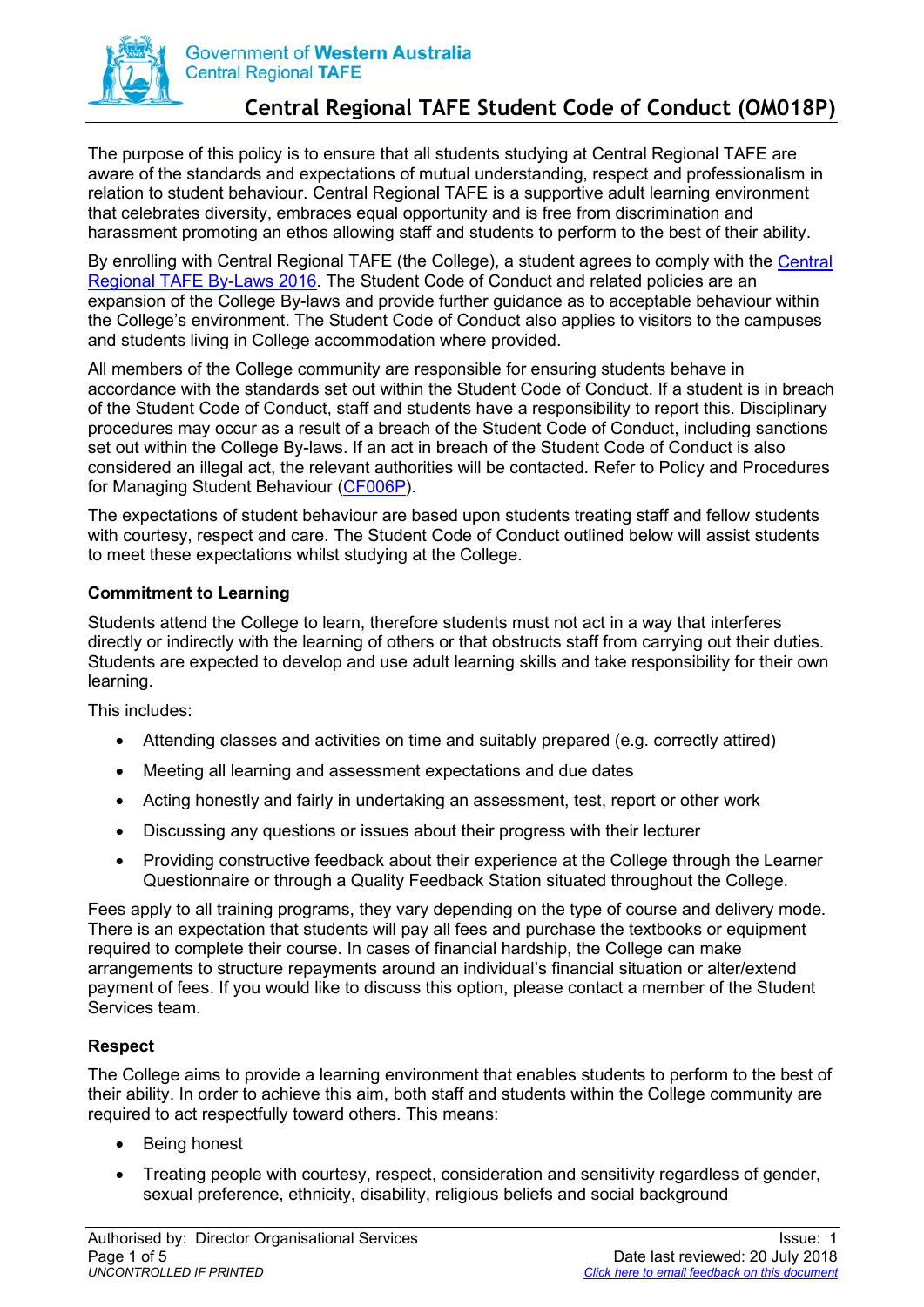# Central Regional TAFE Student Code of Conduct (OM018P)

The purpose of this policy is to ensure that all students studying at Central Regional TAFE are aware of the standards and expectations of mutual understanding, respect and professionalism in relation to student behaviour. Central Regional TAFE is a supportive adult learning environment that celebrates diversity, embraces equal opportunity and is free from discrimination and harassment promoting an ethos allowing staff and students to perform to the best of their ability.

By enrolling with Central Regional TAFE (the College), a student agrees to comply with the Central Regional TAFE By-Laws 2016. The Student Code of Conduct and related policies are an expansion of the College By-laws and provide further guidance as to acceptable behaviour within the College's environment. The Student Code of Conduct also applies to visitors to the campuses and students living in College accommodation where provided.

All members of the College community are responsible for ensuring students behave in accordance with the standards set out within the Student Code of Conduct. If a student is in breach of the Student Code of Conduct, staff and students have a responsibility to report this. Disciplinary procedures may occur as a result of a breach of the Student Code of Conduct, including sanctions set out within the College By-laws. If an act in breach of the Student Code of Conduct is also considered an illegal act, the relevant authorities will be contacted. Refer to Policy and Procedures for Managing Student Behaviour (CF006P).

The expectations of student behaviour are based upon students treating staff and fellow students with courtesy, respect and care. The Student Code of Conduct outlined below will assist students to meet these expectations whilst studying at the College.

### Commitment to Learning

Students attend the College to learn, therefore students must not act in a way that interferes directly or indirectly with the learning of others or that obstructs staff from carrying out their duties. Students are expected to develop and use adult learning skills and take responsibility for their own learning.

This includes:

- Attending classes and activities on time and suitably prepared (e.g. correctly attired)
- Meeting all learning and assessment expectations and due dates
- Acting honestly and fairly in undertaking an assessment, test, report or other work
- Discussing any questions or issues about their progress with their lecturer
- Providing constructive feedback about their experience at the College through the Learner Questionnaire or through a Quality Feedback Station situated throughout the College.

Fees apply to all training programs, they vary depending on the type of course and delivery mode. There is an expectation that students will pay all fees and purchase the textbooks or equipment required to complete their course. In cases of financial hardship, the College can make arrangements to structure repayments around an individual's financial situation or alter/extend payment of fees. If you would like to discuss this option, please contact a member of the Student Services team.

### Respect

The College aims to provide a learning environment that enables students to perform to the best of their ability. In order to achieve this aim, both staff and students within the College community are required to act respectfully toward others. This means:

- Being honest
- Treating people with courtesy, respect, consideration and sensitivity regardless of gender, sexual preference, ethnicity, disability, religious beliefs and social background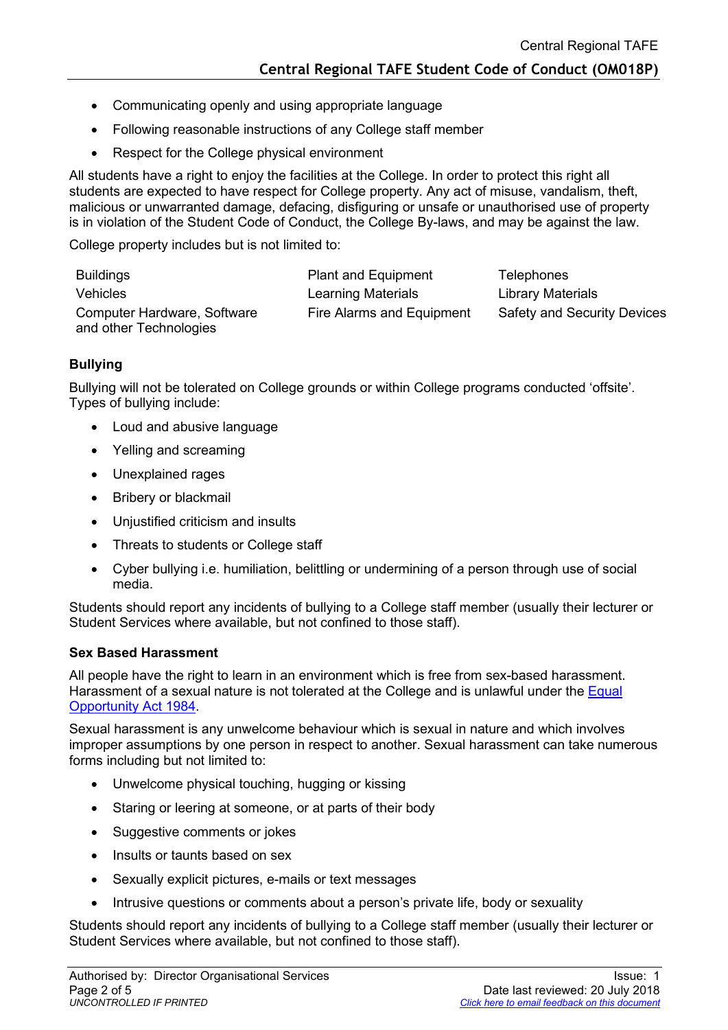- Communicating openly and using appropriate language
- Following reasonable instructions of any College staff member
- Respect for the College physical environment

All students have a right to enjoy the facilities at the College. In order to protect this right all students are expected to have respect for College property. Any act of misuse, vandalism, theft, malicious or unwarranted damage, defacing, disfiguring or unsafe or unauthorised use of property is in violation of the Student Code of Conduct, the College By-laws, and may be against the law.

College property includes but is not limited to:

| | | |
|---|---|---|
| Buildings | Plant and Equipment | Telephones |
| Vehicles | Learning Materials | Library Materials |
| Computer Hardware, Software and other Technologies | Fire Alarms and Equipment | Safety and Security Devices |

### Bullying

Bullying will not be tolerated on College grounds or within College programs conducted 'offsite'. Types of bullying include:

- Loud and abusive language
- Yelling and screaming
- Unexplained rages
- Bribery or blackmail
- Unjustified criticism and insults
- Threats to students or College staff
- Cyber bullying i.e. humiliation, belittling or undermining of a person through use of social media.

Students should report any incidents of bullying to a College staff member (usually their lecturer or Student Services where available, but not confined to those staff).

### Sex Based Harassment

All people have the right to learn in an environment which is free from sex-based harassment. Harassment of a sexual nature is not tolerated at the College and is unlawful under the Equal Opportunity Act 1984.

Sexual harassment is any unwelcome behaviour which is sexual in nature and which involves improper assumptions by one person in respect to another. Sexual harassment can take numerous forms including but not limited to:

- Unwelcome physical touching, hugging or kissing
- Staring or leering at someone, or at parts of their body
- Suggestive comments or jokes
- Insults or taunts based on sex
- Sexually explicit pictures, e-mails or text messages
- Intrusive questions or comments about a person's private life, body or sexuality

Students should report any incidents of bullying to a College staff member (usually their lecturer or Student Services where available, but not confined to those staff).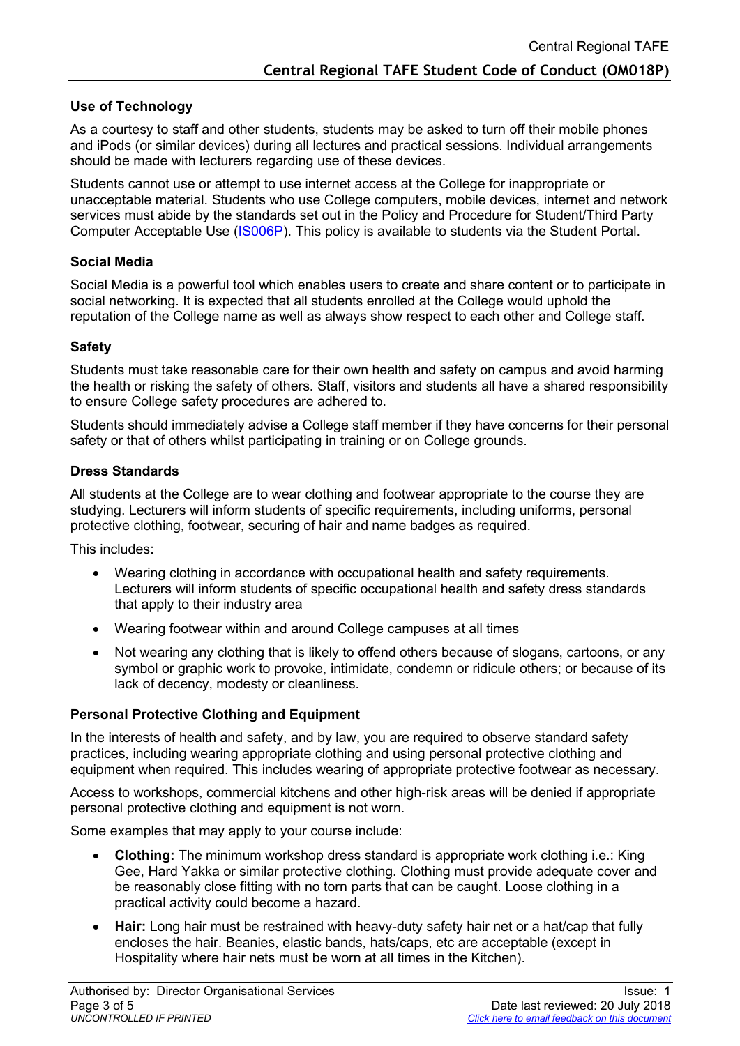### Use of Technology

As a courtesy to staff and other students, students may be asked to turn off their mobile phones and iPods (or similar devices) during all lectures and practical sessions. Individual arrangements should be made with lecturers regarding use of these devices.

Students cannot use or attempt to use internet access at the College for inappropriate or unacceptable material. Students who use College computers, mobile devices, internet and network services must abide by the standards set out in the Policy and Procedure for Student/Third Party Computer Acceptable Use (IS006P). This policy is available to students via the Student Portal.

### Social Media

Social Media is a powerful tool which enables users to create and share content or to participate in social networking. It is expected that all students enrolled at the College would uphold the reputation of the College name as well as always show respect to each other and College staff.

### Safety

Students must take reasonable care for their own health and safety on campus and avoid harming the health or risking the safety of others. Staff, visitors and students all have a shared responsibility to ensure College safety procedures are adhered to.

Students should immediately advise a College staff member if they have concerns for their personal safety or that of others whilst participating in training or on College grounds.

### Dress Standards

All students at the College are to wear clothing and footwear appropriate to the course they are studying. Lecturers will inform students of specific requirements, including uniforms, personal protective clothing, footwear, securing of hair and name badges as required.

This includes:

- Wearing clothing in accordance with occupational health and safety requirements. Lecturers will inform students of specific occupational health and safety dress standards that apply to their industry area
- Wearing footwear within and around College campuses at all times
- Not wearing any clothing that is likely to offend others because of slogans, cartoons, or any symbol or graphic work to provoke, intimidate, condemn or ridicule others; or because of its lack of decency, modesty or cleanliness.

### Personal Protective Clothing and Equipment

In the interests of health and safety, and by law, you are required to observe standard safety practices, including wearing appropriate clothing and using personal protective clothing and equipment when required. This includes wearing of appropriate protective footwear as necessary.

Access to workshops, commercial kitchens and other high-risk areas will be denied if appropriate personal protective clothing and equipment is not worn.

Some examples that may apply to your course include:

- **Clothing:** The minimum workshop dress standard is appropriate work clothing i.e.: King Gee, Hard Yakka or similar protective clothing. Clothing must provide adequate cover and be reasonably close fitting with no torn parts that can be caught. Loose clothing in a practical activity could become a hazard.
- **Hair:** Long hair must be restrained with heavy-duty safety hair net or a hat/cap that fully encloses the hair. Beanies, elastic bands, hats/caps, etc are acceptable (except in Hospitality where hair nets must be worn at all times in the Kitchen).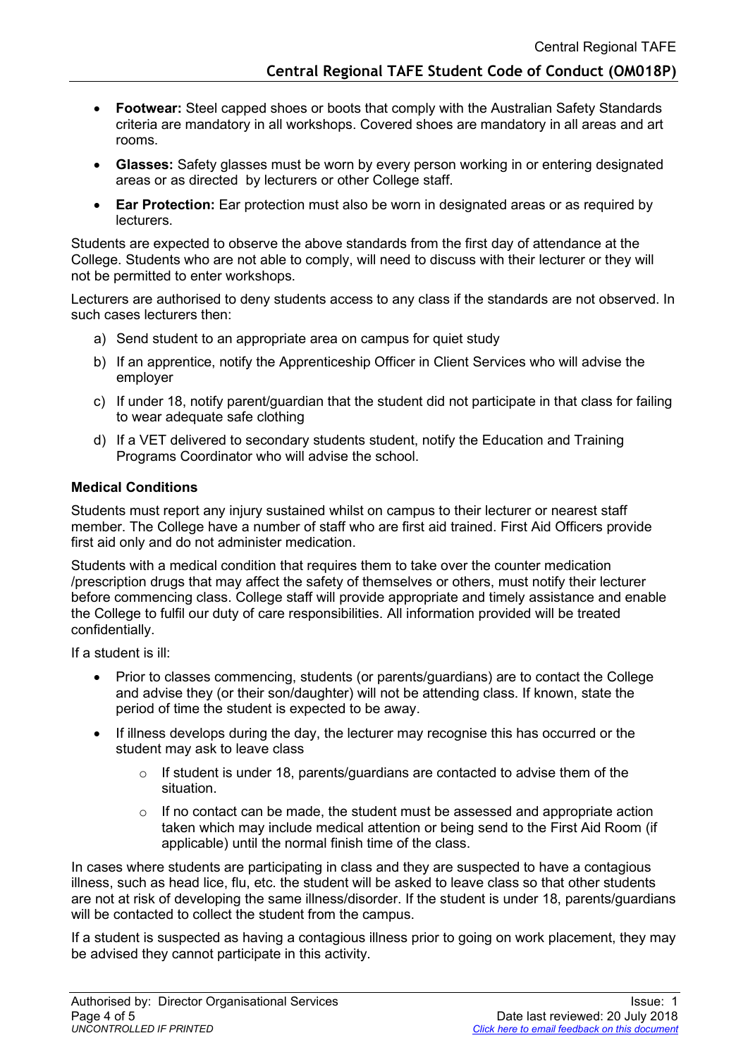- **Footwear:** Steel capped shoes or boots that comply with the Australian Safety Standards criteria are mandatory in all workshops. Covered shoes are mandatory in all areas and art rooms.
- **Glasses:** Safety glasses must be worn by every person working in or entering designated areas or as directed by lecturers or other College staff.
- **Ear Protection:** Ear protection must also be worn in designated areas or as required by lecturers.

Students are expected to observe the above standards from the first day of attendance at the College. Students who are not able to comply, will need to discuss with their lecturer or they will not be permitted to enter workshops.

Lecturers are authorised to deny students access to any class if the standards are not observed. In such cases lecturers then:

a) Send student to an appropriate area on campus for quiet study
b) If an apprentice, notify the Apprenticeship Officer in Client Services who will advise the employer
c) If under 18, notify parent/guardian that the student did not participate in that class for failing to wear adequate safe clothing
d) If a VET delivered to secondary students student, notify the Education and Training Programs Coordinator who will advise the school.

**Medical Conditions**

Students must report any injury sustained whilst on campus to their lecturer or nearest staff member. The College have a number of staff who are first aid trained. First Aid Officers provide first aid only and do not administer medication.

Students with a medical condition that requires them to take over the counter medication /prescription drugs that may affect the safety of themselves or others, must notify their lecturer before commencing class. College staff will provide appropriate and timely assistance and enable the College to fulfil our duty of care responsibilities. All information provided will be treated confidentially.

If a student is ill:

- Prior to classes commencing, students (or parents/guardians) are to contact the College and advise they (or their son/daughter) will not be attending class. If known, state the period of time the student is expected to be away.
- If illness develops during the day, the lecturer may recognise this has occurred or the student may ask to leave class
    - If student is under 18, parents/guardians are contacted to advise them of the situation.
    - If no contact can be made, the student must be assessed and appropriate action taken which may include medical attention or being send to the First Aid Room (if applicable) until the normal finish time of the class.

In cases where students are participating in class and they are suspected to have a contagious illness, such as head lice, flu, etc. the student will be asked to leave class so that other students are not at risk of developing the same illness/disorder. If the student is under 18, parents/guardians will be contacted to collect the student from the campus.

If a student is suspected as having a contagious illness prior to going on work placement, they may be advised they cannot participate in this activity.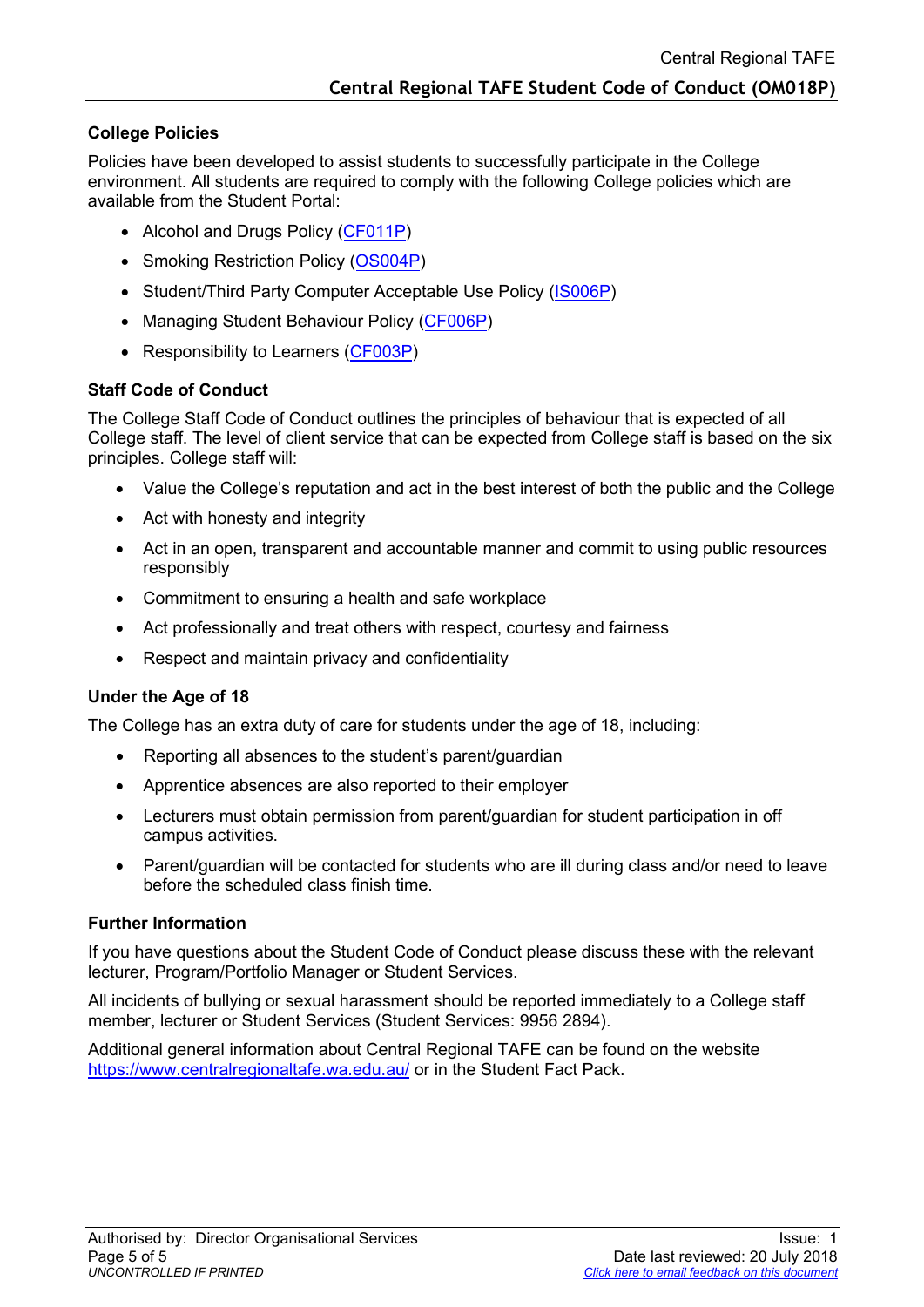## College Policies

Policies have been developed to assist students to successfully participate in the College environment. All students are required to comply with the following College policies which are available from the Student Portal:

- Alcohol and Drugs Policy (CF011P)
- Smoking Restriction Policy (OS004P)
- Student/Third Party Computer Acceptable Use Policy (IS006P)
- Managing Student Behaviour Policy (CF006P)
- Responsibility to Learners (CF003P)

## Staff Code of Conduct

The College Staff Code of Conduct outlines the principles of behaviour that is expected of all College staff. The level of client service that can be expected from College staff is based on the six principles. College staff will:

- Value the College's reputation and act in the best interest of both the public and the College
- Act with honesty and integrity
- Act in an open, transparent and accountable manner and commit to using public resources responsibly
- Commitment to ensuring a health and safe workplace
- Act professionally and treat others with respect, courtesy and fairness
- Respect and maintain privacy and confidentiality

## Under the Age of 18

The College has an extra duty of care for students under the age of 18, including:

- Reporting all absences to the student's parent/guardian
- Apprentice absences are also reported to their employer
- Lecturers must obtain permission from parent/guardian for student participation in off campus activities.
- Parent/guardian will be contacted for students who are ill during class and/or need to leave before the scheduled class finish time.

## Further Information

If you have questions about the Student Code of Conduct please discuss these with the relevant lecturer, Program/Portfolio Manager or Student Services.

All incidents of bullying or sexual harassment should be reported immediately to a College staff member, lecturer or Student Services (Student Services: 9956 2894).

Additional general information about Central Regional TAFE can be found on the website https://www.centralregionaltafe.wa.edu.au/ or in the Student Fact Pack.